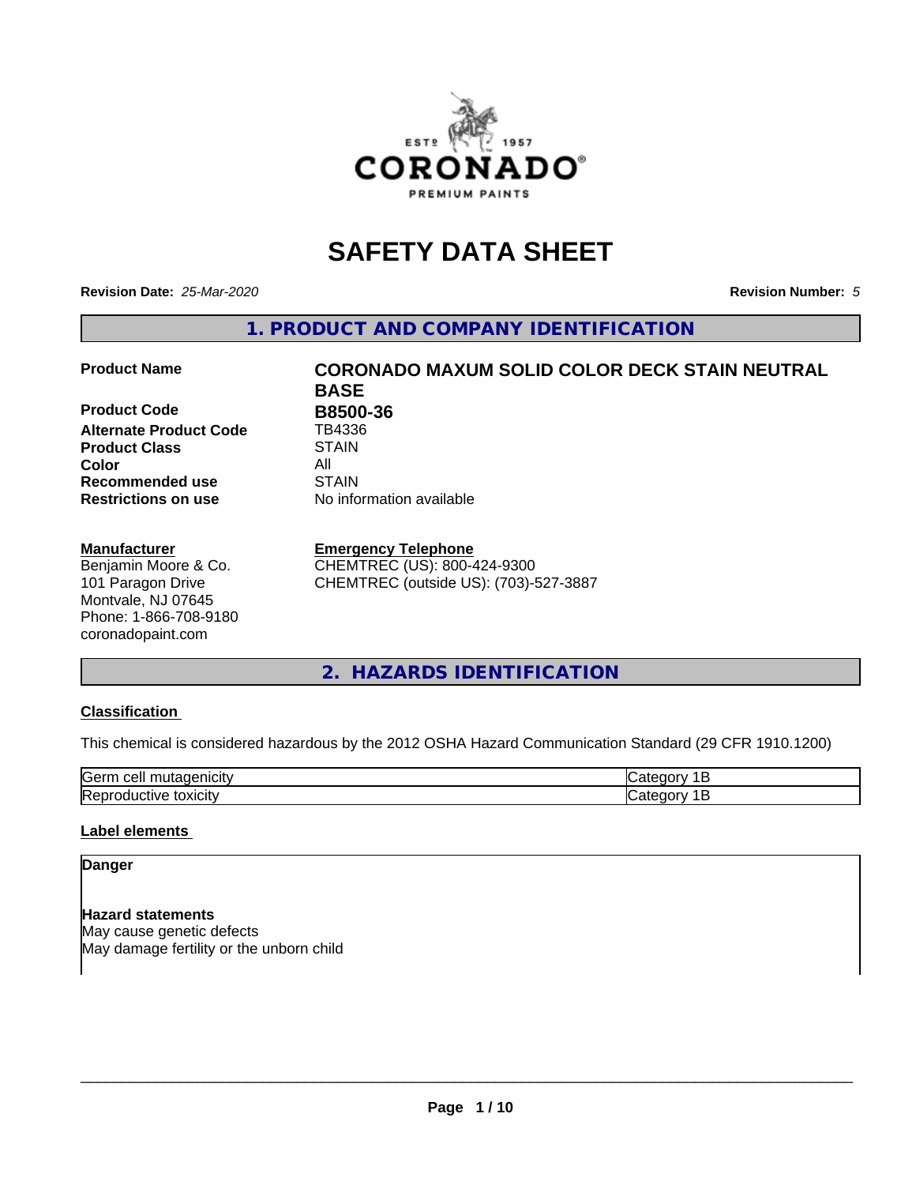# SAFETY DATA SHEET

**Revision Date:** *25-Mar-2020* **Revision Number:** *5*

## 1. PRODUCT AND COMPANY IDENTIFICATION

| | |
|---|---|
| **Product Name** | **CORONADO MAXUM SOLID COLOR DECK STAIN NEUTRAL BASE** |
| **Product Code** | **B8500-36** |
| **Alternate Product Code** | TB4336 |
| **Product Class** | STAIN |
| **Color** | All |
| **Recommended use** | STAIN |
| **Restrictions on use** | No information available |

**Manufacturer**
Benjamin Moore & Co.
101 Paragon Drive
Montvale, NJ 07645
Phone: 1-866-708-9180
coronadopaint.com

**Emergency Telephone**
CHEMTREC (US): 800-424-9300
CHEMTREC (outside US): (703)-527-3887

## 2. HAZARDS IDENTIFICATION

### Classification

This chemical is considered hazardous by the 2012 OSHA Hazard Communication Standard (29 CFR 1910.1200)

| | |
|---|---|
| Germ cell mutagenicity | Category 1B |
| Reproductive toxicity | Category 1B |

### Label elements

**Danger**

**Hazard statements**
May cause genetic defects
May damage fertility or the unborn child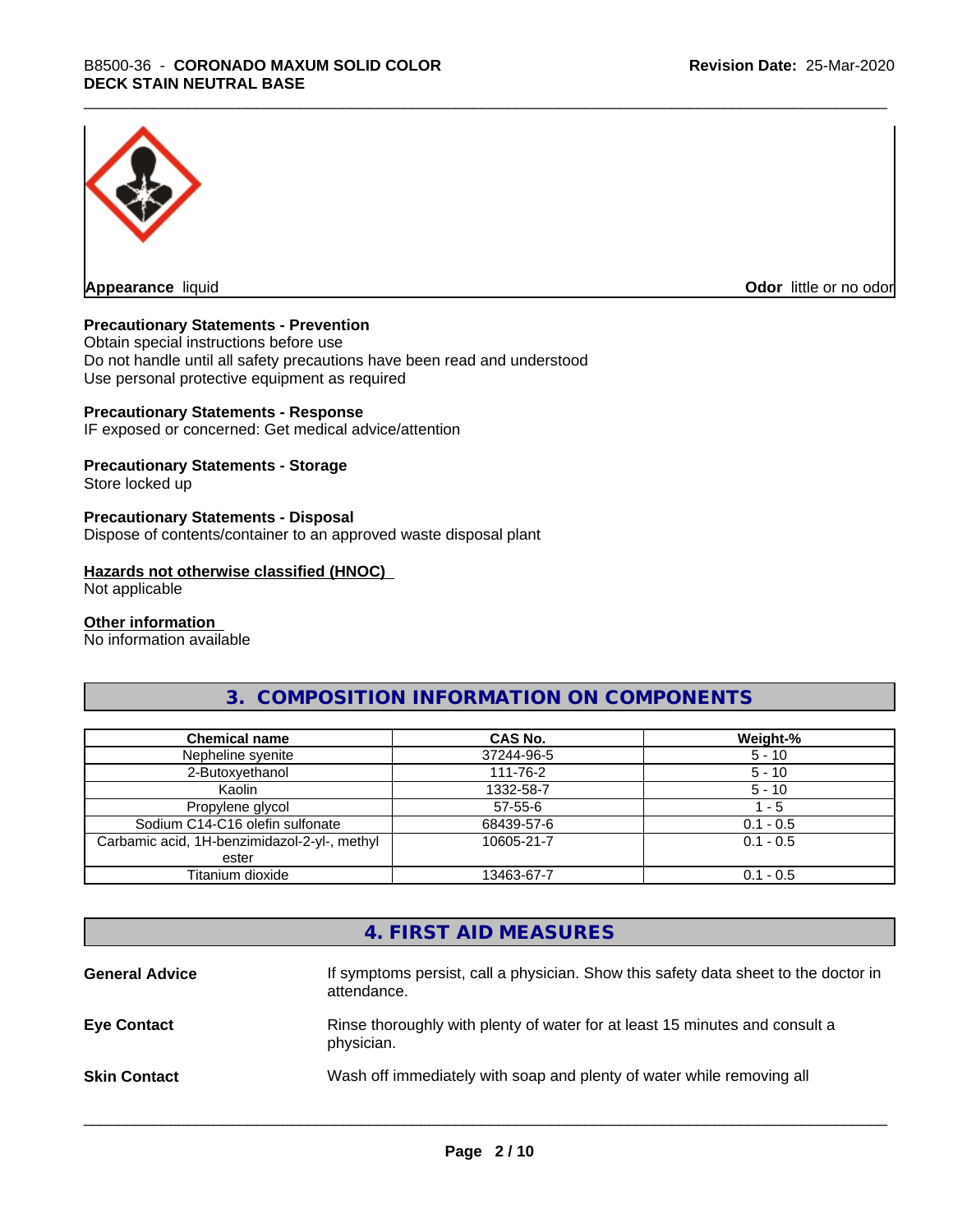**Appearance** liquid

**Odor** little or no odor

### Precautionary Statements - Prevention

Obtain special instructions before use
Do not handle until all safety precautions have been read and understood
Use personal protective equipment as required

### Precautionary Statements - Response

IF exposed or concerned: Get medical advice/attention

### Precautionary Statements - Storage

Store locked up

### Precautionary Statements - Disposal

Dispose of contents/container to an approved waste disposal plant

### Hazards not otherwise classified (HNOC)

Not applicable

### Other information

No information available

## 3. COMPOSITION INFORMATION ON COMPONENTS

| Chemical name | CAS No. | Weight-% |
|---|---|---|
| Nepheline syenite | 37244-96-5 | 5 - 10 |
| 2-Butoxyethanol | 111-76-2 | 5 - 10 |
| Kaolin | 1332-58-7 | 5 - 10 |
| Propylene glycol | 57-55-6 | 1 - 5 |
| Sodium C14-C16 olefin sulfonate | 68439-57-6 | 0.1 - 0.5 |
| Carbamic acid, 1H-benzimidazol-2-yl-, methyl ester | 10605-21-7 | 0.1 - 0.5 |
| Titanium dioxide | 13463-67-7 | 0.1 - 0.5 |

## 4. FIRST AID MEASURES

**General Advice** If symptoms persist, call a physician. Show this safety data sheet to the doctor in attendance.

**Eye Contact** Rinse thoroughly with plenty of water for at least 15 minutes and consult a physician.

**Skin Contact** Wash off immediately with soap and plenty of water while removing all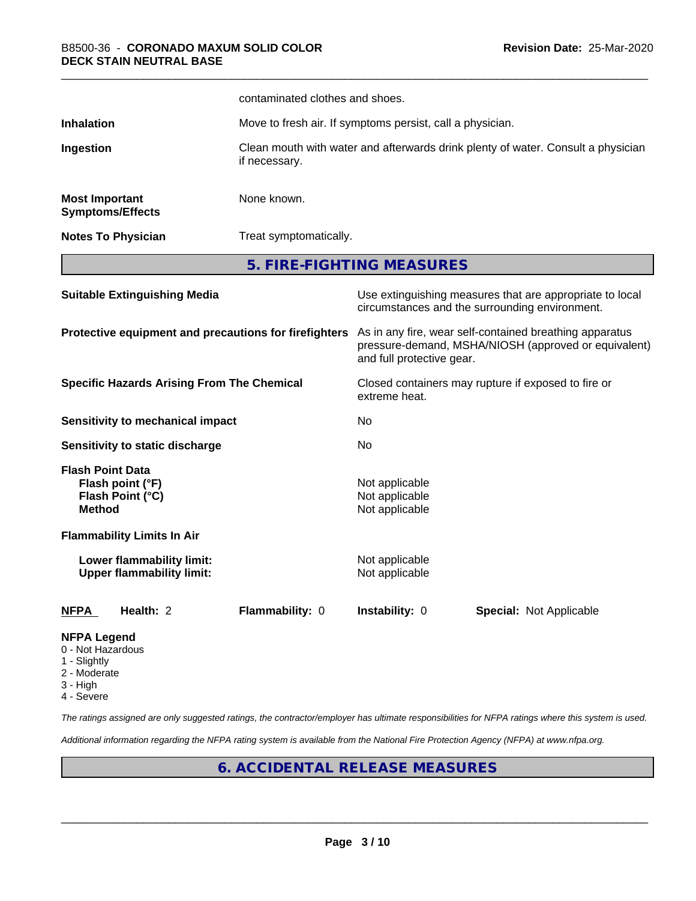contaminated clothes and shoes.

| | |
|---|---|
| **Inhalation** | Move to fresh air. If symptoms persist, call a physician. |
| **Ingestion** | Clean mouth with water and afterwards drink plenty of water. Consult a physician if necessary. |
| **Most Important Symptoms/Effects** | None known. |
| **Notes To Physician** | Treat symptomatically. |

## 5. FIRE-FIGHTING MEASURES

| | |
|---|---|
| **Suitable Extinguishing Media** | Use extinguishing measures that are appropriate to local circumstances and the surrounding environment. |
| **Protective equipment and precautions for firefighters** | As in any fire, wear self-contained breathing apparatus pressure-demand, MSHA/NIOSH (approved or equivalent) and full protective gear. |
| **Specific Hazards Arising From The Chemical** | Closed containers may rupture if exposed to fire or extreme heat. |
| **Sensitivity to mechanical impact** | No |
| **Sensitivity to static discharge** | No |

**Flash Point Data**

| | |
|---|---|
| **Flash point (°F)** | Not applicable |
| **Flash Point (°C)** | Not applicable |
| **Method** | Not applicable |

**Flammability Limits In Air**

| | |
|---|---|
| **Lower flammability limit:** | Not applicable |
| **Upper flammability limit:** | Not applicable |

| **NFPA** | **Health:** 2 | **Flammability:** 0 | **Instability:** 0 | **Special:** Not Applicable |
|---|---|---|---|---|

**NFPA Legend**
- 0 - Not Hazardous
- 1 - Slightly
- 2 - Moderate
- 3 - High
- 4 - Severe

*The ratings assigned are only suggested ratings, the contractor/employer has ultimate responsibilities for NFPA ratings where this system is used.*

*Additional information regarding the NFPA rating system is available from the National Fire Protection Agency (NFPA) at www.nfpa.org.*

## 6. ACCIDENTAL RELEASE MEASURES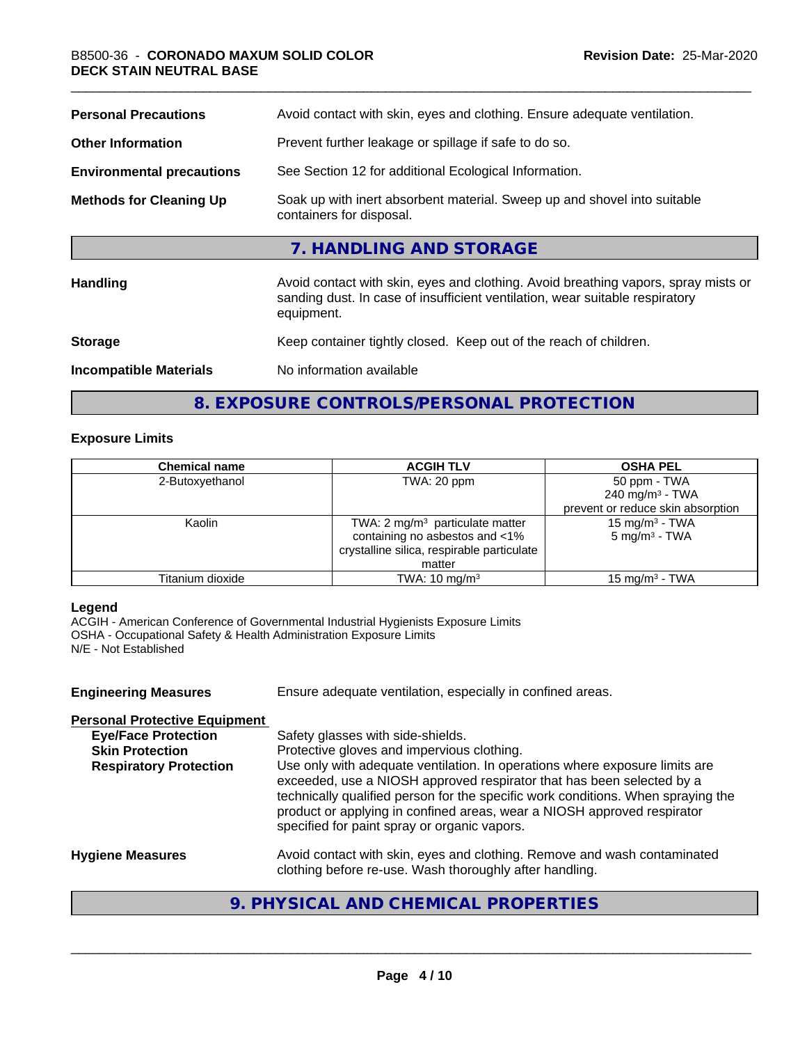| | |
|---|---|
| **Personal Precautions** | Avoid contact with skin, eyes and clothing. Ensure adequate ventilation. |
| **Other Information** | Prevent further leakage or spillage if safe to do so. |
| **Environmental precautions** | See Section 12 for additional Ecological Information. |
| **Methods for Cleaning Up** | Soak up with inert absorbent material. Sweep up and shovel into suitable containers for disposal. |

## 7. HANDLING AND STORAGE

| | |
|---|---|
| **Handling** | Avoid contact with skin, eyes and clothing. Avoid breathing vapors, spray mists or sanding dust. In case of insufficient ventilation, wear suitable respiratory equipment. |
| **Storage** | Keep container tightly closed. Keep out of the reach of children. |
| **Incompatible Materials** | No information available |

## 8. EXPOSURE CONTROLS/PERSONAL PROTECTION

### Exposure Limits

| Chemical name | ACGIH TLV | OSHA PEL |
|---|---|---|
| 2-Butoxyethanol | TWA: 20 ppm | 50 ppm - TWA<br>240 mg/m³ - TWA<br>prevent or reduce skin absorption |
| Kaolin | TWA: 2 mg/m³ particulate matter containing no asbestos and <1% crystalline silica, respirable particulate matter | 15 mg/m³ - TWA<br>5 mg/m³ - TWA |
| Titanium dioxide | TWA: 10 mg/m³ | 15 mg/m³ - TWA |

**Legend**
ACGIH - American Conference of Governmental Industrial Hygienists Exposure Limits
OSHA - Occupational Safety & Health Administration Exposure Limits
N/E - Not Established

**Engineering Measures** Ensure adequate ventilation, especially in confined areas.

**Personal Protective Equipment**

| | |
|---|---|
| **Eye/Face Protection** | Safety glasses with side-shields. |
| **Skin Protection** | Protective gloves and impervious clothing. |
| **Respiratory Protection** | Use only with adequate ventilation. In operations where exposure limits are exceeded, use a NIOSH approved respirator that has been selected by a technically qualified person for the specific work conditions. When spraying the product or applying in confined areas, wear a NIOSH approved respirator specified for paint spray or organic vapors. |

**Hygiene Measures** Avoid contact with skin, eyes and clothing. Remove and wash contaminated clothing before re-use. Wash thoroughly after handling.

## 9. PHYSICAL AND CHEMICAL PROPERTIES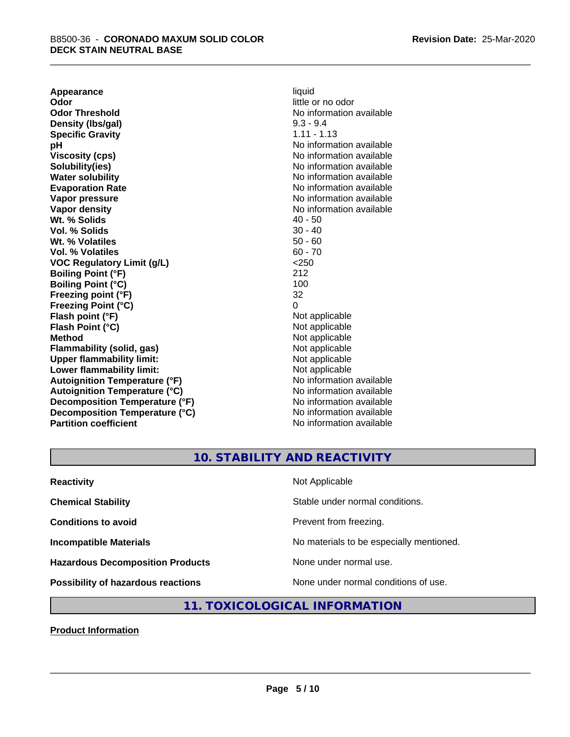| | |
|---|---|
| **Appearance** | liquid |
| **Odor** | little or no odor |
| **Odor Threshold** | No information available |
| **Density (lbs/gal)** | 9.3 - 9.4 |
| **Specific Gravity** | 1.11 - 1.13 |
| **pH** | No information available |
| **Viscosity (cps)** | No information available |
| **Solubility(ies)** | No information available |
| **Water solubility** | No information available |
| **Evaporation Rate** | No information available |
| **Vapor pressure** | No information available |
| **Vapor density** | No information available |
| **Wt. % Solids** | 40 - 50 |
| **Vol. % Solids** | 30 - 40 |
| **Wt. % Volatiles** | 50 - 60 |
| **Vol. % Volatiles** | 60 - 70 |
| **VOC Regulatory Limit (g/L)** | <250 |
| **Boiling Point (°F)** | 212 |
| **Boiling Point (°C)** | 100 |
| **Freezing point (°F)** | 32 |
| **Freezing Point (°C)** | 0 |
| **Flash point (°F)** | Not applicable |
| **Flash Point (°C)** | Not applicable |
| **Method** | Not applicable |
| **Flammability (solid, gas)** | Not applicable |
| **Upper flammability limit:** | Not applicable |
| **Lower flammability limit:** | Not applicable |
| **Autoignition Temperature (°F)** | No information available |
| **Autoignition Temperature (°C)** | No information available |
| **Decomposition Temperature (°F)** | No information available |
| **Decomposition Temperature (°C)** | No information available |
| **Partition coefficient** | No information available |

## 10. STABILITY AND REACTIVITY

| | |
|---|---|
| **Reactivity** | Not Applicable |
| **Chemical Stability** | Stable under normal conditions. |
| **Conditions to avoid** | Prevent from freezing. |
| **Incompatible Materials** | No materials to be especially mentioned. |
| **Hazardous Decomposition Products** | None under normal use. |
| **Possibility of hazardous reactions** | None under normal conditions of use. |

## 11. TOXICOLOGICAL INFORMATION

**Product Information**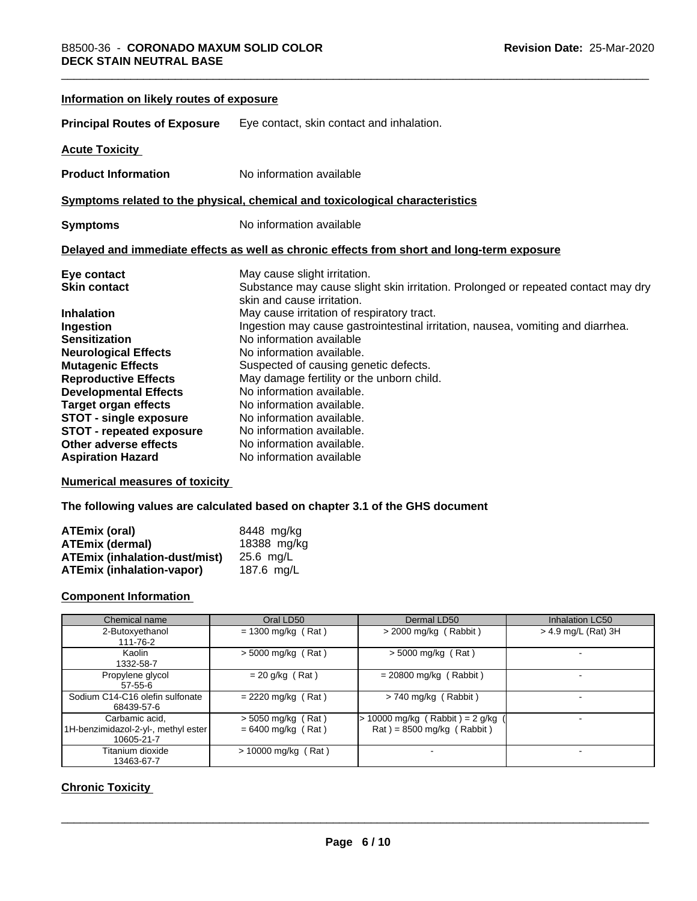#### Information on likely routes of exposure

**Principal Routes of Exposure** Eye contact, skin contact and inhalation.

#### Acute Toxicity

**Product Information** No information available

#### Symptoms related to the physical, chemical and toxicological characteristics

**Symptoms** No information available

#### Delayed and immediate effects as well as chronic effects from short and long-term exposure

| | |
|---|---|
| **Eye contact** | May cause slight irritation. |
| **Skin contact** | Substance may cause slight skin irritation. Prolonged or repeated contact may dry skin and cause irritation. |
| **Inhalation** | May cause irritation of respiratory tract. |
| **Ingestion** | Ingestion may cause gastrointestinal irritation, nausea, vomiting and diarrhea. |
| **Sensitization** | No information available |
| **Neurological Effects** | No information available. |
| **Mutagenic Effects** | Suspected of causing genetic defects. |
| **Reproductive Effects** | May damage fertility or the unborn child. |
| **Developmental Effects** | No information available. |
| **Target organ effects** | No information available. |
| **STOT - single exposure** | No information available. |
| **STOT - repeated exposure** | No information available. |
| **Other adverse effects** | No information available. |
| **Aspiration Hazard** | No information available |

#### Numerical measures of toxicity

**The following values are calculated based on chapter 3.1 of the GHS document**

| | |
|---|---|
| **ATEmix (oral)** | 8448 mg/kg |
| **ATEmix (dermal)** | 18388 mg/kg |
| **ATEmix (inhalation-dust/mist)** | 25.6 mg/L |
| **ATEmix (inhalation-vapor)** | 187.6 mg/L |

#### Component Information

| Chemical name | Oral LD50 | Dermal LD50 | Inhalation LC50 |
|---|---|---|---|
| 2-Butoxyethanol<br>111-76-2 | = 1300 mg/kg ( Rat ) | > 2000 mg/kg ( Rabbit ) | > 4.9 mg/L (Rat) 3H |
| Kaolin<br>1332-58-7 | > 5000 mg/kg ( Rat ) | > 5000 mg/kg ( Rat ) | - |
| Propylene glycol<br>57-55-6 | = 20 g/kg ( Rat ) | = 20800 mg/kg ( Rabbit ) | - |
| Sodium C14-C16 olefin sulfonate<br>68439-57-6 | = 2220 mg/kg ( Rat ) | > 740 mg/kg ( Rabbit ) | - |
| Carbamic acid, 1H-benzimidazol-2-yl-, methyl ester<br>10605-21-7 | > 5050 mg/kg ( Rat )<br>= 6400 mg/kg ( Rat ) | > 10000 mg/kg ( Rabbit ) = 2 g/kg ( Rat ) = 8500 mg/kg ( Rabbit ) | - |
| Titanium dioxide<br>13463-67-7 | > 10000 mg/kg ( Rat ) | - | - |

#### Chronic Toxicity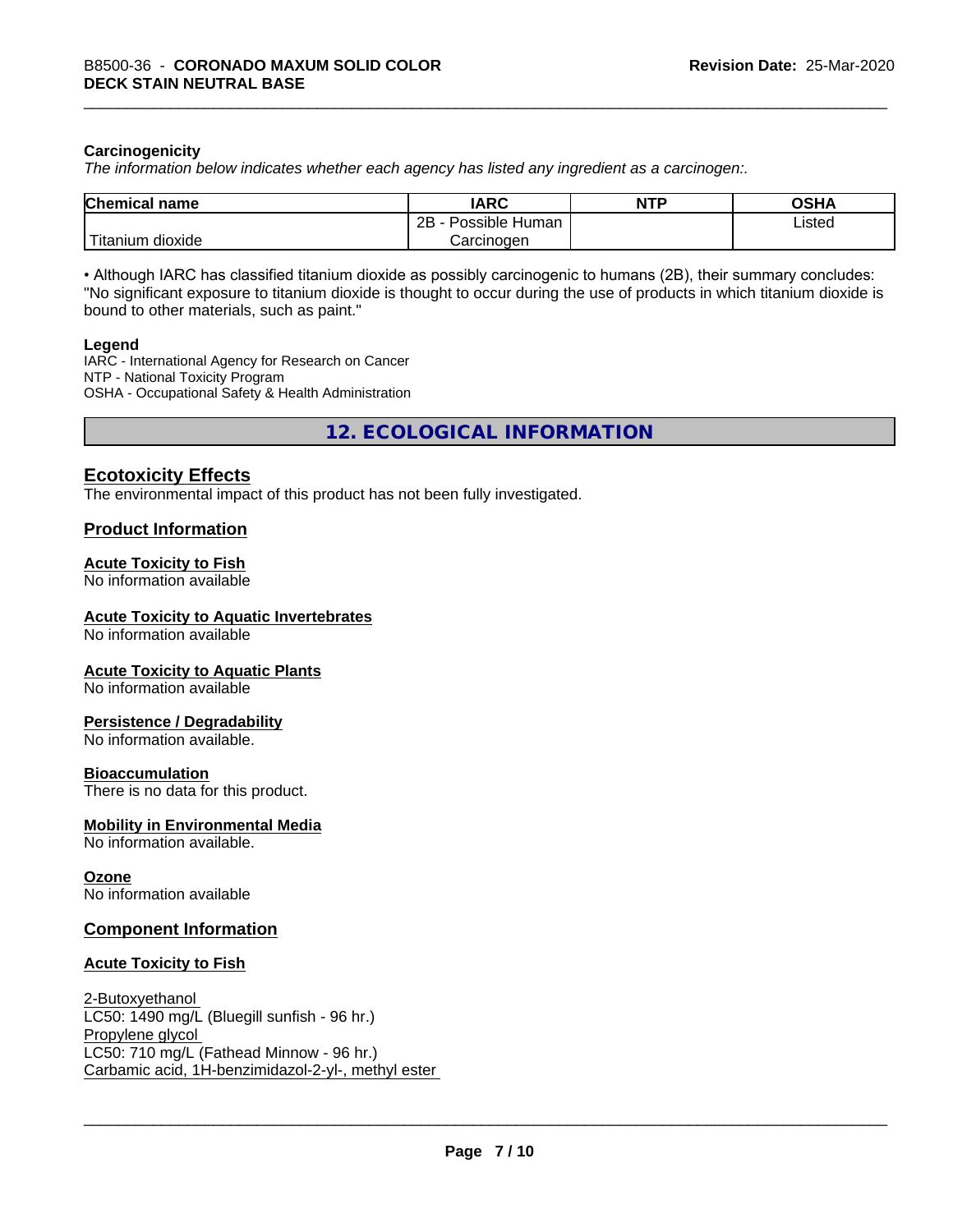### Carcinogenicity

*The information below indicates whether each agency has listed any ingredient as a carcinogen:.*

| Chemical name | IARC | NTP | OSHA |
|---|---|---|---|
| Titanium dioxide | 2B - Possible Human Carcinogen | | Listed |

• Although IARC has classified titanium dioxide as possibly carcinogenic to humans (2B), their summary concludes: "No significant exposure to titanium dioxide is thought to occur during the use of products in which titanium dioxide is bound to other materials, such as paint."

**Legend**

IARC - International Agency for Research on Cancer
NTP - National Toxicity Program
OSHA - Occupational Safety & Health Administration

## 12. ECOLOGICAL INFORMATION

### Ecotoxicity Effects

The environmental impact of this product has not been fully investigated.

### Product Information

**Acute Toxicity to Fish**
No information available

**Acute Toxicity to Aquatic Invertebrates**
No information available

**Acute Toxicity to Aquatic Plants**
No information available

**Persistence / Degradability**
No information available.

**Bioaccumulation**
There is no data for this product.

**Mobility in Environmental Media**
No information available.

**Ozone**
No information available

### Component Information

**Acute Toxicity to Fish**

2-Butoxyethanol
LC50: 1490 mg/L (Bluegill sunfish - 96 hr.)
Propylene glycol
LC50: 710 mg/L (Fathead Minnow - 96 hr.)
Carbamic acid, 1H-benzimidazol-2-yl-, methyl ester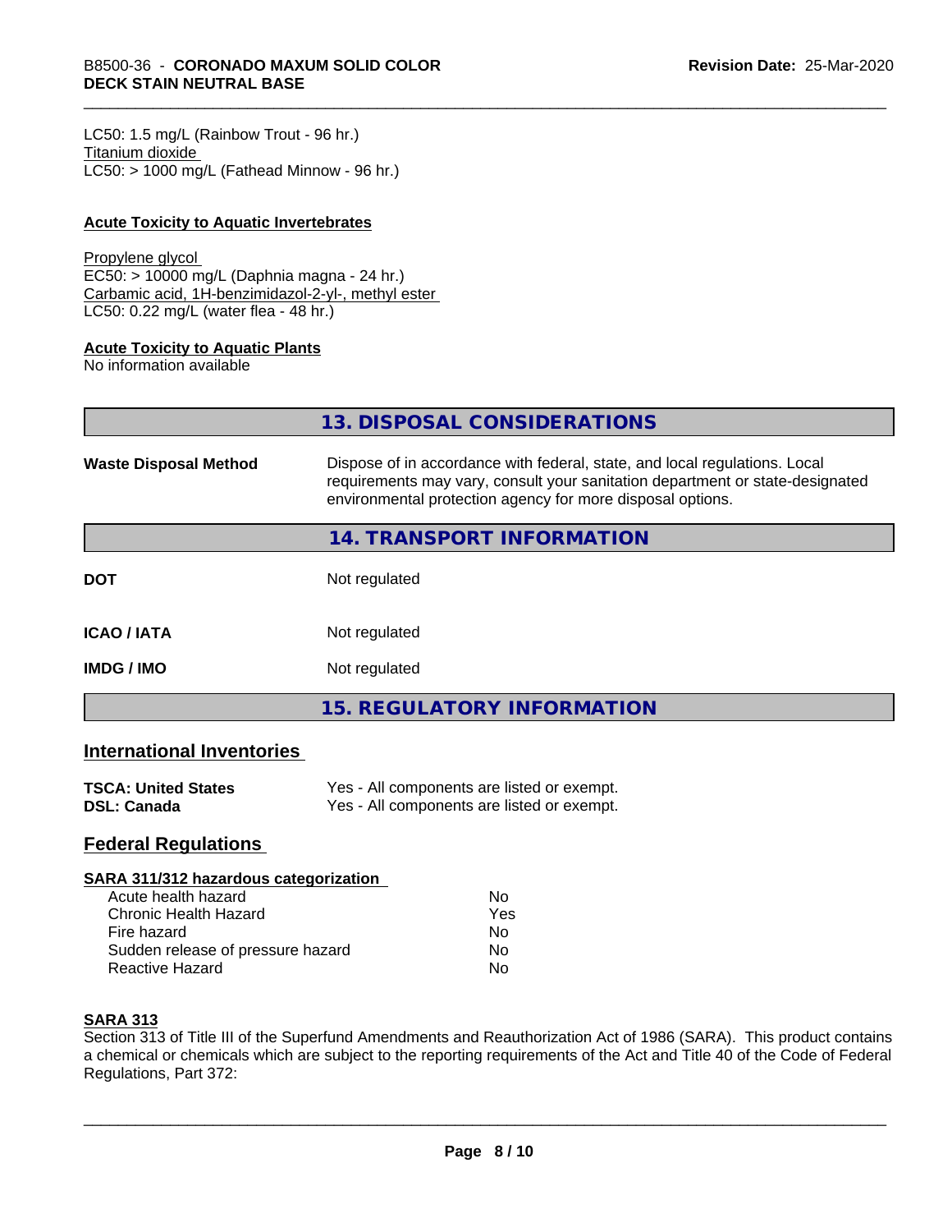LC50: 1.5 mg/L (Rainbow Trout - 96 hr.)
Titanium dioxide
LC50: > 1000 mg/L (Fathead Minnow - 96 hr.)

**Acute Toxicity to Aquatic Invertebrates**

Propylene glycol
EC50: > 10000 mg/L (Daphnia magna - 24 hr.)
Carbamic acid, 1H-benzimidazol-2-yl-, methyl ester
LC50: 0.22 mg/L (water flea - 48 hr.)

**Acute Toxicity to Aquatic Plants**
No information available

## 13. DISPOSAL CONSIDERATIONS

**Waste Disposal Method** Dispose of in accordance with federal, state, and local regulations. Local requirements may vary, consult your sanitation department or state-designated environmental protection agency for more disposal options.

## 14. TRANSPORT INFORMATION

| | |
|---|---|
| **DOT** | Not regulated |
| **ICAO / IATA** | Not regulated |
| **IMDG / IMO** | Not regulated |

## 15. REGULATORY INFORMATION

### International Inventories

| | |
|---|---|
| **TSCA: United States** | Yes - All components are listed or exempt. |
| **DSL: Canada** | Yes - All components are listed or exempt. |

### Federal Regulations

**SARA 311/312 hazardous categorization**

| | |
|---|---|
| Acute health hazard | No |
| Chronic Health Hazard | Yes |
| Fire hazard | No |
| Sudden release of pressure hazard | No |
| Reactive Hazard | No |

**SARA 313**
Section 313 of Title III of the Superfund Amendments and Reauthorization Act of 1986 (SARA). This product contains a chemical or chemicals which are subject to the reporting requirements of the Act and Title 40 of the Code of Federal Regulations, Part 372: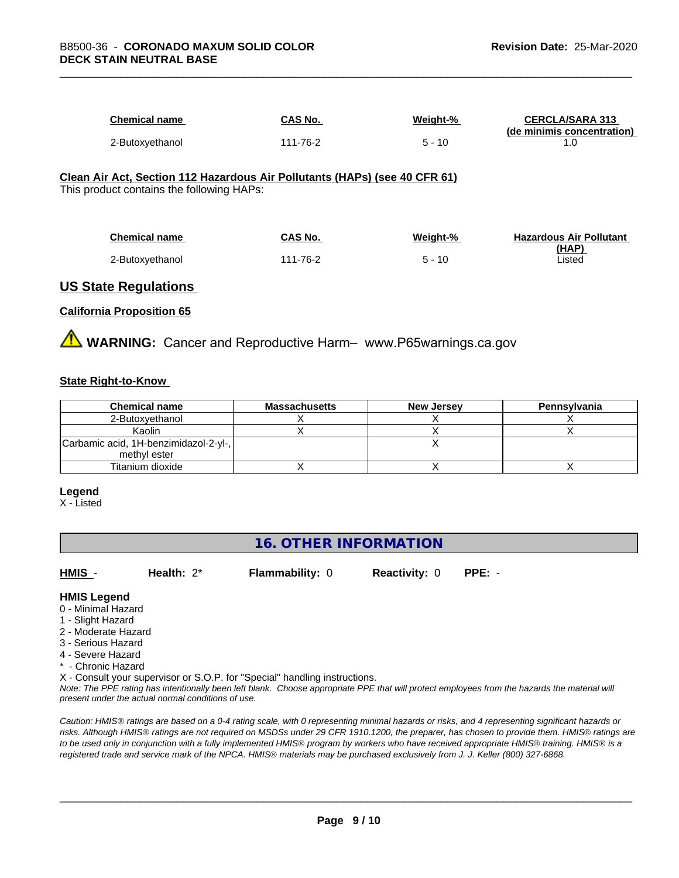| Chemical name | CAS No. | Weight-% | CERCLA/SARA 313 (de minimis concentration) |
|---|---|---|---|
| 2-Butoxyethanol | 111-76-2 | 5 - 10 | 1.0 |

**Clean Air Act, Section 112 Hazardous Air Pollutants (HAPs) (see 40 CFR 61)**

This product contains the following HAPs:

| Chemical name | CAS No. | Weight-% | Hazardous Air Pollutant (HAP) |
|---|---|---|---|
| 2-Butoxyethanol | 111-76-2 | 5 - 10 | Listed |

## US State Regulations

### California Proposition 65

⚠ **WARNING:** Cancer and Reproductive Harm– www.P65warnings.ca.gov

### State Right-to-Know

| Chemical name | Massachusetts | New Jersey | Pennsylvania |
|---|---|---|---|
| 2-Butoxyethanol | X | X | X |
| Kaolin | X | X | X |
| Carbamic acid, 1H-benzimidazol-2-yl-, methyl ester | | X | |
| Titanium dioxide | X | X | X |

**Legend**

X - Listed

# 16. OTHER INFORMATION

**HMIS** - **Health:** 2* **Flammability:** 0 **Reactivity:** 0 **PPE:** -

**HMIS Legend**

0 - Minimal Hazard
1 - Slight Hazard
2 - Moderate Hazard
3 - Serious Hazard
4 - Severe Hazard
* - Chronic Hazard
X - Consult your supervisor or S.O.P. for "Special" handling instructions.

*Note: The PPE rating has intentionally been left blank. Choose appropriate PPE that will protect employees from the hazards the material will present under the actual normal conditions of use.*

*Caution: HMIS® ratings are based on a 0-4 rating scale, with 0 representing minimal hazards or risks, and 4 representing significant hazards or risks. Although HMIS® ratings are not required on MSDSs under 29 CFR 1910.1200, the preparer, has chosen to provide them. HMIS® ratings are to be used only in conjunction with a fully implemented HMIS® program by workers who have received appropriate HMIS® training. HMIS® is a registered trade and service mark of the NPCA. HMIS® materials may be purchased exclusively from J. J. Keller (800) 327-6868.*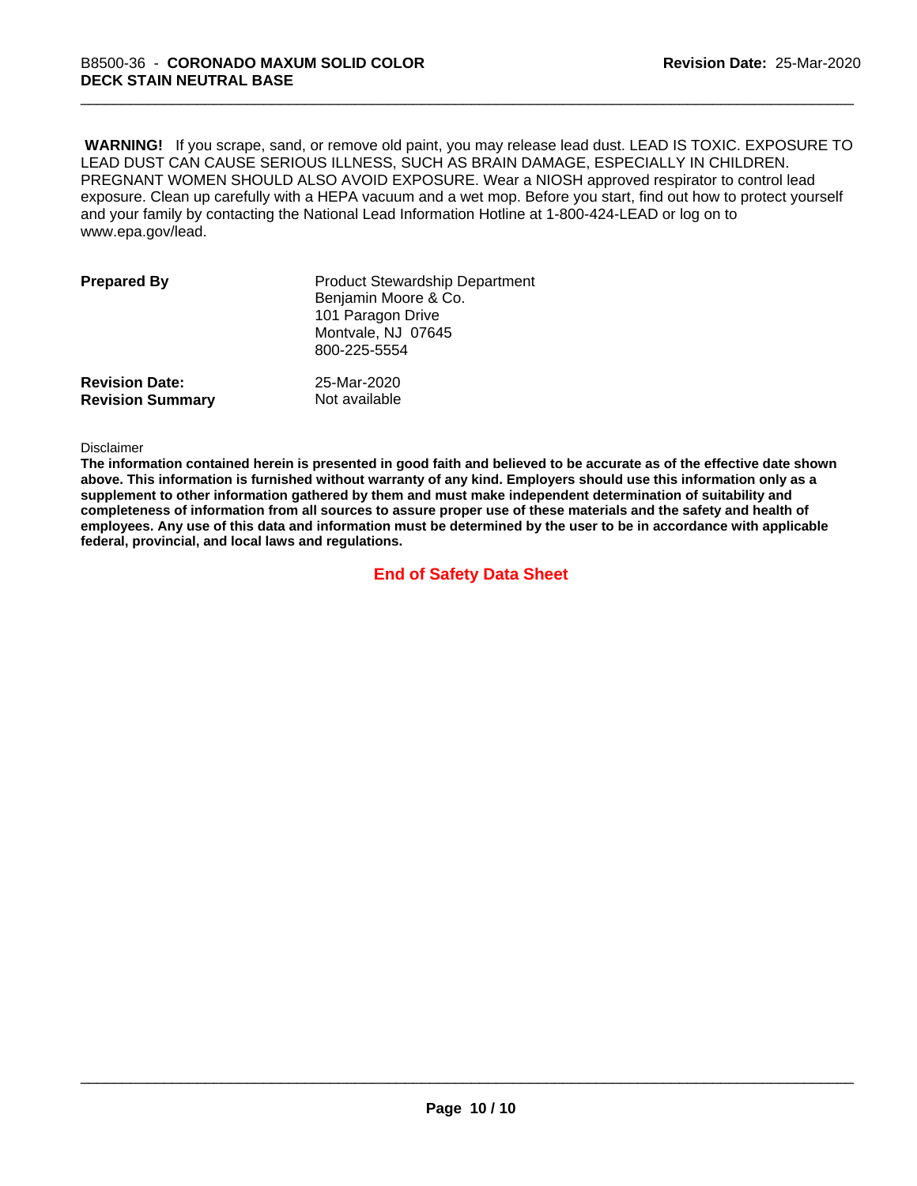**WARNING!** If you scrape, sand, or remove old paint, you may release lead dust. LEAD IS TOXIC. EXPOSURE TO LEAD DUST CAN CAUSE SERIOUS ILLNESS, SUCH AS BRAIN DAMAGE, ESPECIALLY IN CHILDREN. PREGNANT WOMEN SHOULD ALSO AVOID EXPOSURE. Wear a NIOSH approved respirator to control lead exposure. Clean up carefully with a HEPA vacuum and a wet mop. Before you start, find out how to protect yourself and your family by contacting the National Lead Information Hotline at 1-800-424-LEAD or log on to www.epa.gov/lead.

| | |
|---|---|
| **Prepared By** | Product Stewardship Department<br>Benjamin Moore & Co.<br>101 Paragon Drive<br>Montvale, NJ 07645<br>800-225-5554 |
| **Revision Date:** | 25-Mar-2020 |
| **Revision Summary** | Not available |

Disclaimer

**The information contained herein is presented in good faith and believed to be accurate as of the effective date shown above. This information is furnished without warranty of any kind. Employers should use this information only as a supplement to other information gathered by them and must make independent determination of suitability and completeness of information from all sources to assure proper use of these materials and the safety and health of employees. Any use of this data and information must be determined by the user to be in accordance with applicable federal, provincial, and local laws and regulations.**

**End of Safety Data Sheet**